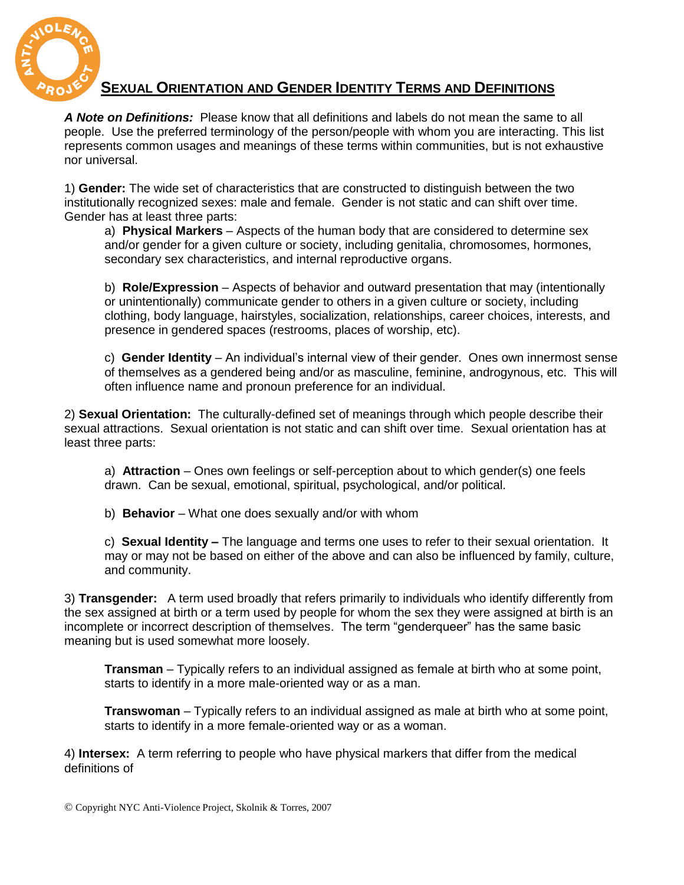# SEXUAL ORIENTATION AND GENDER IDENTITY TERMS AND DEFINITIONS

***A Note on Definitions:*** Please know that all definitions and labels do not mean the same to all people. Use the preferred terminology of the person/people with whom you are interacting. This list represents common usages and meanings of these terms within communities, but is not exhaustive nor universal.

1) **Gender:** The wide set of characteristics that are constructed to distinguish between the two institutionally recognized sexes: male and female. Gender is not static and can shift over time. Gender has at least three parts:

a) **Physical Markers** – Aspects of the human body that are considered to determine sex and/or gender for a given culture or society, including genitalia, chromosomes, hormones, secondary sex characteristics, and internal reproductive organs.

b) **Role/Expression** – Aspects of behavior and outward presentation that may (intentionally or unintentionally) communicate gender to others in a given culture or society, including clothing, body language, hairstyles, socialization, relationships, career choices, interests, and presence in gendered spaces (restrooms, places of worship, etc).

c) **Gender Identity** – An individual's internal view of their gender. Ones own innermost sense of themselves as a gendered being and/or as masculine, feminine, androgynous, etc. This will often influence name and pronoun preference for an individual.

2) **Sexual Orientation:** The culturally-defined set of meanings through which people describe their sexual attractions. Sexual orientation is not static and can shift over time. Sexual orientation has at least three parts:

a) **Attraction** – Ones own feelings or self-perception about to which gender(s) one feels drawn. Can be sexual, emotional, spiritual, psychological, and/or political.

b) **Behavior** – What one does sexually and/or with whom

c) **Sexual Identity –** The language and terms one uses to refer to their sexual orientation. It may or may not be based on either of the above and can also be influenced by family, culture, and community.

3) **Transgender:** A term used broadly that refers primarily to individuals who identify differently from the sex assigned at birth or a term used by people for whom the sex they were assigned at birth is an incomplete or incorrect description of themselves. The term "genderqueer" has the same basic meaning but is used somewhat more loosely.

**Transman** – Typically refers to an individual assigned as female at birth who at some point, starts to identify in a more male-oriented way or as a man.

**Transwoman** – Typically refers to an individual assigned as male at birth who at some point, starts to identify in a more female-oriented way or as a woman.

4) **Intersex:** A term referring to people who have physical markers that differ from the medical definitions of

© Copyright NYC Anti-Violence Project, Skolnik & Torres, 2007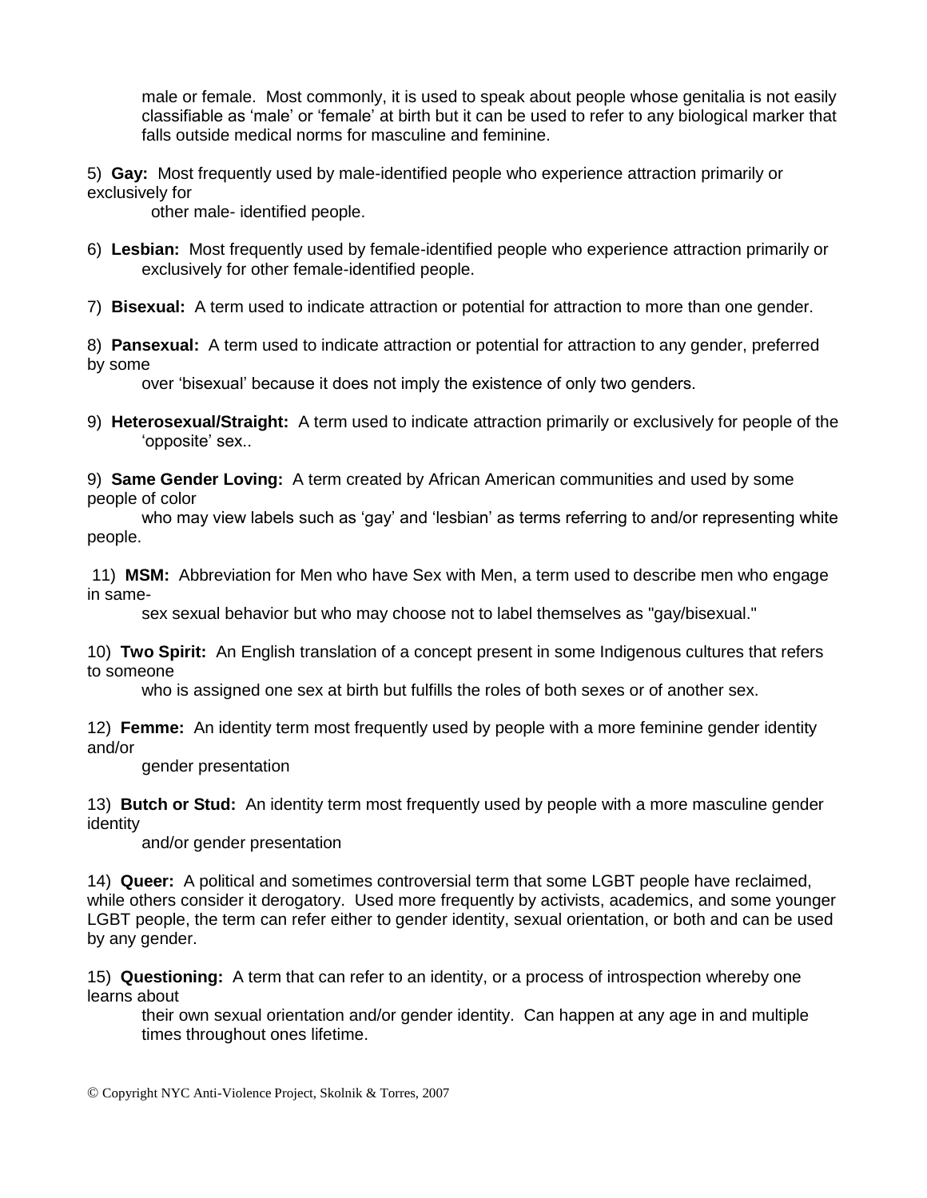male or female. Most commonly, it is used to speak about people whose genitalia is not easily classifiable as 'male' or 'female' at birth but it can be used to refer to any biological marker that falls outside medical norms for masculine and feminine.

5) **Gay:** Most frequently used by male-identified people who experience attraction primarily or exclusively for other male- identified people.

6) **Lesbian:** Most frequently used by female-identified people who experience attraction primarily or exclusively for other female-identified people.

7) **Bisexual:** A term used to indicate attraction or potential for attraction to more than one gender.

8) **Pansexual:** A term used to indicate attraction or potential for attraction to any gender, preferred by some over 'bisexual' because it does not imply the existence of only two genders.

9) **Heterosexual/Straight:** A term used to indicate attraction primarily or exclusively for people of the 'opposite' sex..

9) **Same Gender Loving:** A term created by African American communities and used by some people of color who may view labels such as 'gay' and 'lesbian' as terms referring to and/or representing white people.

11) **MSM:** Abbreviation for Men who have Sex with Men, a term used to describe men who engage in same-sex sexual behavior but who may choose not to label themselves as "gay/bisexual."

10) **Two Spirit:** An English translation of a concept present in some Indigenous cultures that refers to someone who is assigned one sex at birth but fulfills the roles of both sexes or of another sex.

12) **Femme:** An identity term most frequently used by people with a more feminine gender identity and/or gender presentation

13) **Butch or Stud:** An identity term most frequently used by people with a more masculine gender identity and/or gender presentation

14) **Queer:** A political and sometimes controversial term that some LGBT people have reclaimed, while others consider it derogatory. Used more frequently by activists, academics, and some younger LGBT people, the term can refer either to gender identity, sexual orientation, or both and can be used by any gender.

15) **Questioning:** A term that can refer to an identity, or a process of introspection whereby one learns about their own sexual orientation and/or gender identity. Can happen at any age in and multiple times throughout ones lifetime.

© Copyright NYC Anti-Violence Project, Skolnik & Torres, 2007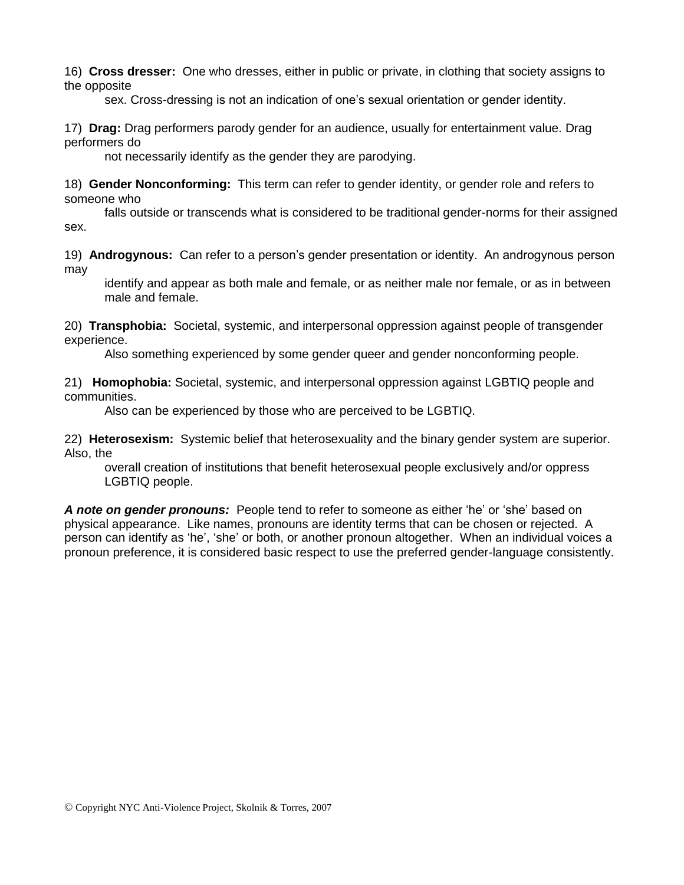16) **Cross dresser:** One who dresses, either in public or private, in clothing that society assigns to the opposite sex. Cross-dressing is not an indication of one's sexual orientation or gender identity.

17) **Drag:** Drag performers parody gender for an audience, usually for entertainment value. Drag performers do not necessarily identify as the gender they are parodying.

18) **Gender Nonconforming:** This term can refer to gender identity, or gender role and refers to someone who falls outside or transcends what is considered to be traditional gender-norms for their assigned sex.

19) **Androgynous:** Can refer to a person's gender presentation or identity. An androgynous person may identify and appear as both male and female, or as neither male nor female, or as in between male and female.

20) **Transphobia:** Societal, systemic, and interpersonal oppression against people of transgender experience. Also something experienced by some gender queer and gender nonconforming people.

21) **Homophobia:** Societal, systemic, and interpersonal oppression against LGBTIQ people and communities. Also can be experienced by those who are perceived to be LGBTIQ.

22) **Heterosexism:** Systemic belief that heterosexuality and the binary gender system are superior. Also, the overall creation of institutions that benefit heterosexual people exclusively and/or oppress LGBTIQ people.

***A note on gender pronouns:*** People tend to refer to someone as either 'he' or 'she' based on physical appearance. Like names, pronouns are identity terms that can be chosen or rejected. A person can identify as 'he', 'she' or both, or another pronoun altogether. When an individual voices a pronoun preference, it is considered basic respect to use the preferred gender-language consistently.

© Copyright NYC Anti-Violence Project, Skolnik & Torres, 2007